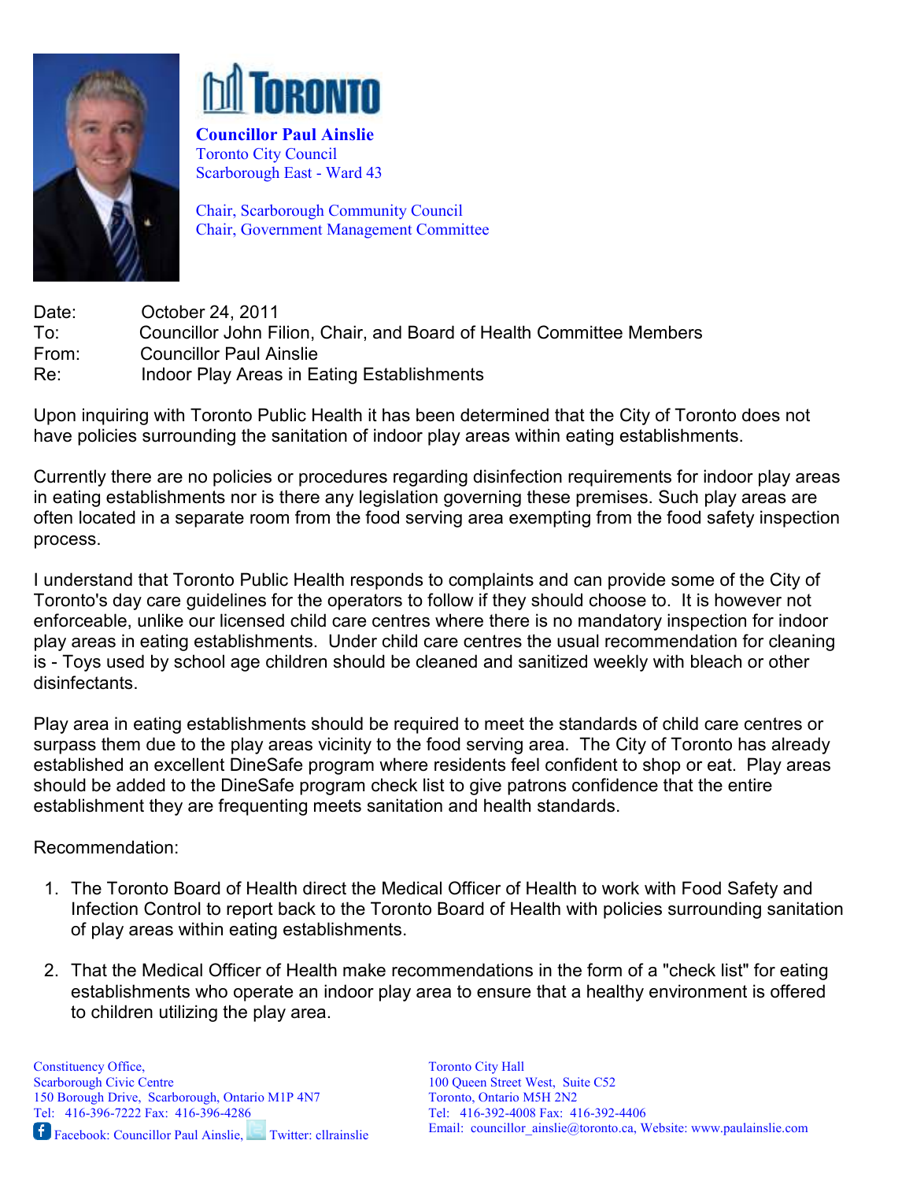**Councillor Paul Ainslie**
Toronto City Council
Scarborough East - Ward 43

Chair, Scarborough Community Council
Chair, Government Management Committee

Date: October 24, 2011
To: Councillor John Filion, Chair, and Board of Health Committee Members
From: Councillor Paul Ainslie
Re: Indoor Play Areas in Eating Establishments

Upon inquiring with Toronto Public Health it has been determined that the City of Toronto does not have policies surrounding the sanitation of indoor play areas within eating establishments.

Currently there are no policies or procedures regarding disinfection requirements for indoor play areas in eating establishments nor is there any legislation governing these premises. Such play areas are often located in a separate room from the food serving area exempting from the food safety inspection process.

I understand that Toronto Public Health responds to complaints and can provide some of the City of Toronto's day care guidelines for the operators to follow if they should choose to. It is however not enforceable, unlike our licensed child care centres where there is no mandatory inspection for indoor play areas in eating establishments. Under child care centres the usual recommendation for cleaning is - Toys used by school age children should be cleaned and sanitized weekly with bleach or other disinfectants.

Play area in eating establishments should be required to meet the standards of child care centres or surpass them due to the play areas vicinity to the food serving area. The City of Toronto has already established an excellent DineSafe program where residents feel confident to shop or eat. Play areas should be added to the DineSafe program check list to give patrons confidence that the entire establishment they are frequenting meets sanitation and health standards.

Recommendation:

1. The Toronto Board of Health direct the Medical Officer of Health to work with Food Safety and Infection Control to report back to the Toronto Board of Health with policies surrounding sanitation of play areas within eating establishments.

2. That the Medical Officer of Health make recommendations in the form of a "check list" for eating establishments who operate an indoor play area to ensure that a healthy environment is offered to children utilizing the play area.

Constituency Office,
Scarborough Civic Centre
150 Borough Drive, Scarborough, Ontario M1P 4N7
Tel: 416-396-7222 Fax: 416-396-4286
Facebook: Councillor Paul Ainslie, Twitter: cllrainslie

Toronto City Hall
100 Queen Street West, Suite C52
Toronto, Ontario M5H 2N2
Tel: 416-392-4008 Fax: 416-392-4406
Email: councillor_ainslie@toronto.ca, Website: www.paulainslie.com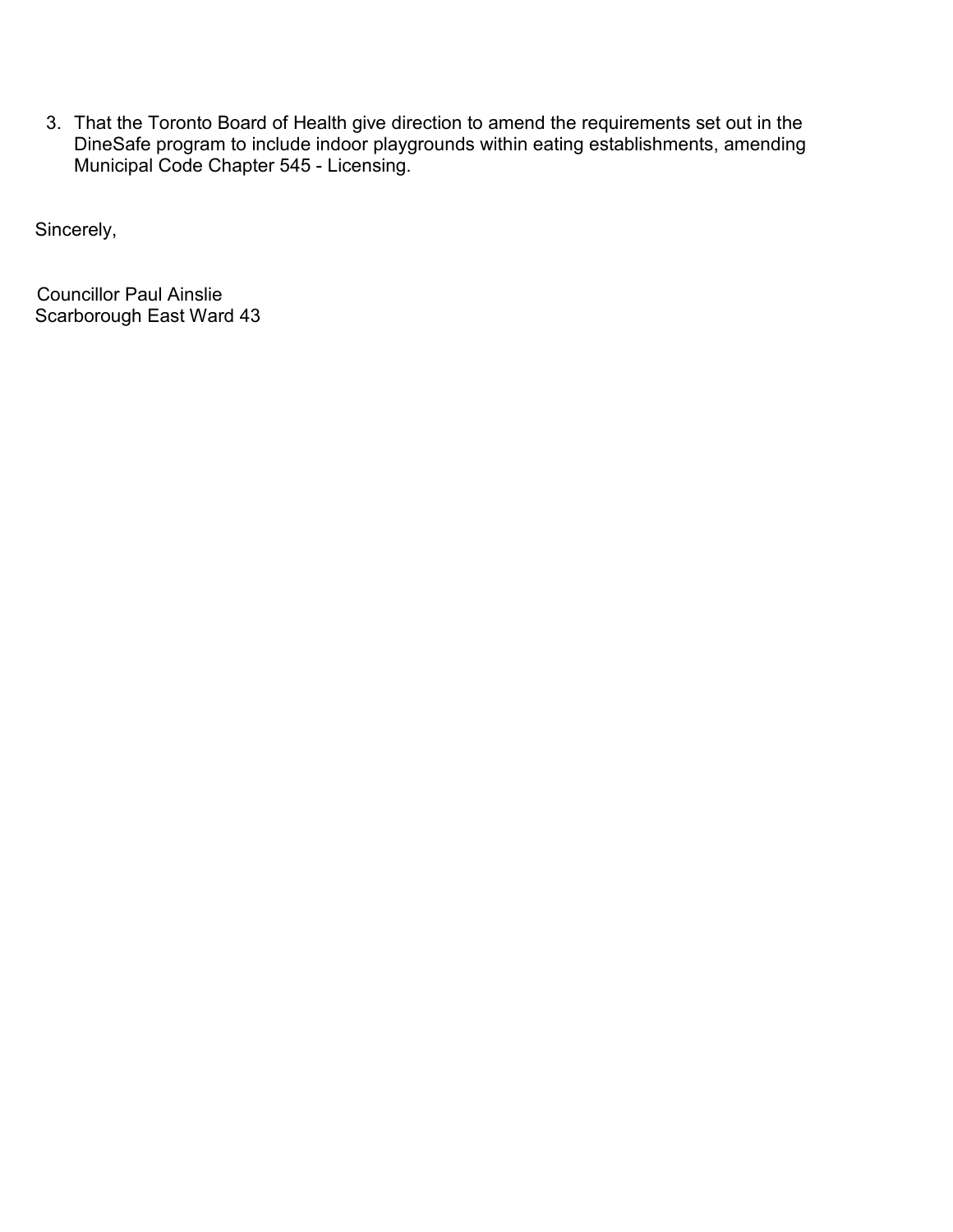3. That the Toronto Board of Health give direction to amend the requirements set out in the DineSafe program to include indoor playgrounds within eating establishments, amending Municipal Code Chapter 545 - Licensing.

Sincerely,

Councillor Paul Ainslie
Scarborough East Ward 43